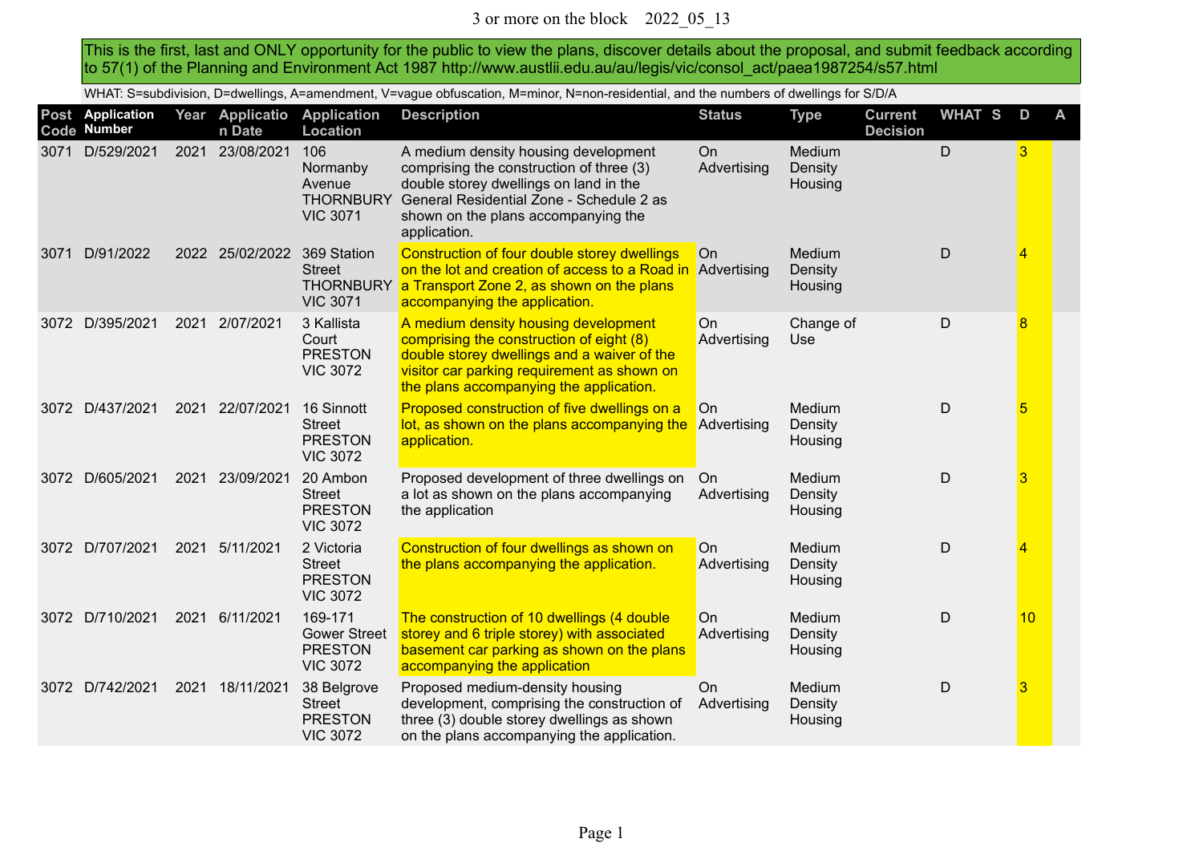# 3 or more on the block 2022_05_13

This is the first, last and ONLY opportunity for the public to view the plans, discover details about the proposal, and submit feedback according to 57(1) of the Planning and Environment Act 1987 http://www.austlii.edu.au/au/legis/vic/consol_act/paea1987254/s57.html

WHAT: S=subdivision, D=dwellings, A=amendment, V=vague obfuscation, M=minor, N=non-residential, and the numbers of dwellings for S/D/A

| Post Code | Application Number | Year | Application Date | Application Location | Description | Status | Type | Current Decision | WHAT | S | D | A |
|---|---|---|---|---|---|---|---|---|---|---|---|---|
| 3071 | D/529/2021 | 2021 | 23/08/2021 | 106 Normanby Avenue THORNBURY VIC 3071 | A medium density housing development comprising the construction of three (3) double storey dwellings on land in the General Residential Zone - Schedule 2 as shown on the plans accompanying the application. | On Advertising | Medium Density Housing | | D | | 3 | |
| 3071 | D/91/2022 | 2022 | 25/02/2022 | 369 Station Street THORNBURY VIC 3071 | Construction of four double storey dwellings on the lot and creation of access to a Road in a Transport Zone 2, as shown on the plans accompanying the application. | On Advertising | Medium Density Housing | | D | | 4 | |
| 3072 | D/395/2021 | 2021 | 2/07/2021 | 3 Kallista Court PRESTON VIC 3072 | A medium density housing development comprising the construction of eight (8) double storey dwellings and a waiver of the visitor car parking requirement as shown on the plans accompanying the application. | On Advertising | Change of Use | | D | | 8 | |
| 3072 | D/437/2021 | 2021 | 22/07/2021 | 16 Sinnott Street PRESTON VIC 3072 | Proposed construction of five dwellings on a lot, as shown on the plans accompanying the application. | On Advertising | Medium Density Housing | | D | | 5 | |
| 3072 | D/605/2021 | 2021 | 23/09/2021 | 20 Ambon Street PRESTON VIC 3072 | Proposed development of three dwellings on a lot as shown on the plans accompanying the application | On Advertising | Medium Density Housing | | D | | 3 | |
| 3072 | D/707/2021 | 2021 | 5/11/2021 | 2 Victoria Street PRESTON VIC 3072 | Construction of four dwellings as shown on the plans accompanying the application. | On Advertising | Medium Density Housing | | D | | 4 | |
| 3072 | D/710/2021 | 2021 | 6/11/2021 | 169-171 Gower Street PRESTON VIC 3072 | The construction of 10 dwellings (4 double storey and 6 triple storey) with associated basement car parking as shown on the plans accompanying the application | On Advertising | Medium Density Housing | | D | | 10 | |
| 3072 | D/742/2021 | 2021 | 18/11/2021 | 38 Belgrove Street PRESTON VIC 3072 | Proposed medium-density housing development, comprising the construction of three (3) double storey dwellings as shown on the plans accompanying the application. | On Advertising | Medium Density Housing | | D | | 3 | |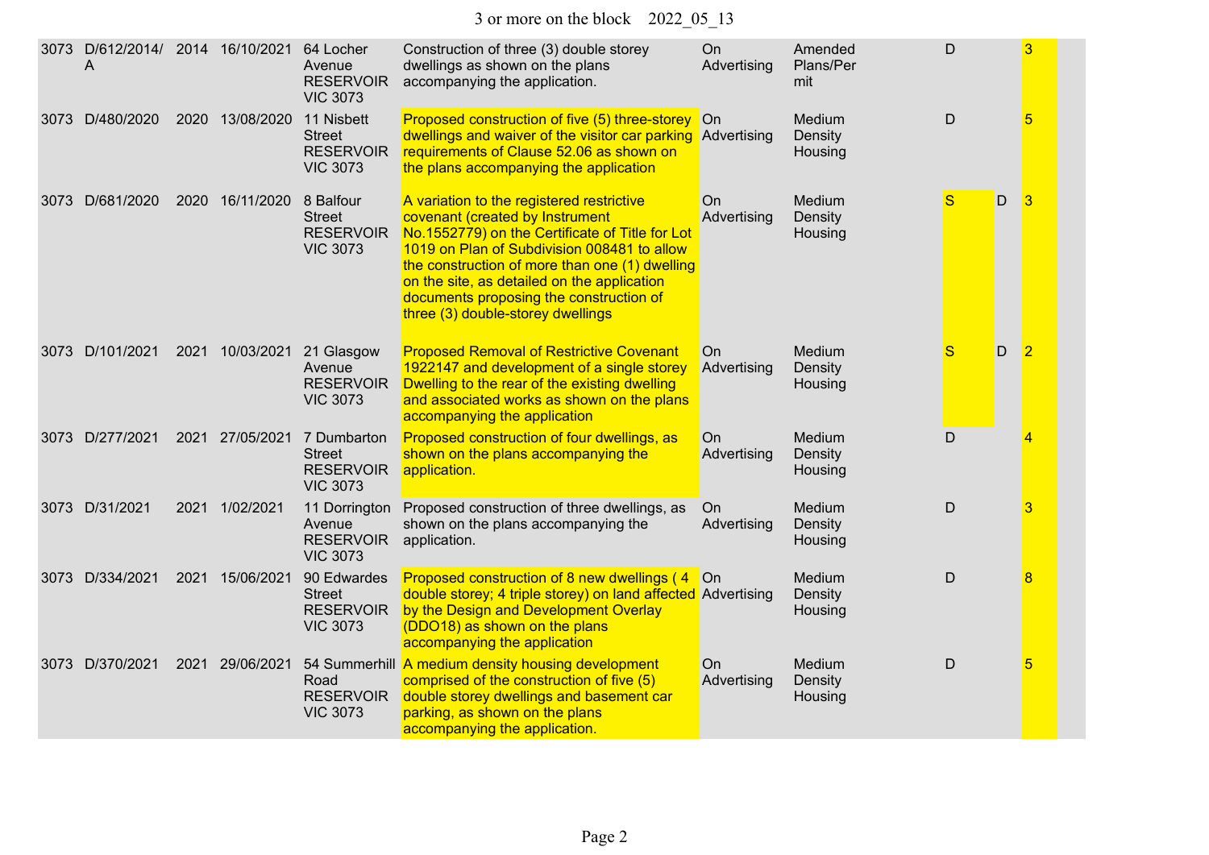3 or more on the block 2022_05_13

| | | | | | | | | | | |
|---|---|---|---|---|---|---|---|---|---|---|
| 3073 | D/612/2014/A | 2014 | 16/10/2021 | 64 Locher Avenue RESERVOIR VIC 3073 | Construction of three (3) double storey dwellings as shown on the plans accompanying the application. | On Advertising | Amended Plans/Permit | D | | 3 |
| 3073 | D/480/2020 | 2020 | 13/08/2020 | 11 Nisbett Street RESERVOIR VIC 3073 | Proposed construction of five (5) three-storey dwellings and waiver of the visitor car parking requirements of Clause 52.06 as shown on the plans accompanying the application | On Advertising | Medium Density Housing | D | | 5 |
| 3073 | D/681/2020 | 2020 | 16/11/2020 | 8 Balfour Street RESERVOIR VIC 3073 | A variation to the registered restrictive covenant (created by Instrument No.1552779) on the Certificate of Title for Lot 1019 on Plan of Subdivision 008481 to allow the construction of more than one (1) dwelling on the site, as detailed on the application documents proposing the construction of three (3) double-storey dwellings | On Advertising | Medium Density Housing | S | D | 3 |
| 3073 | D/101/2021 | 2021 | 10/03/2021 | 21 Glasgow Avenue RESERVOIR VIC 3073 | Proposed Removal of Restrictive Covenant 1922147 and development of a single storey Dwelling to the rear of the existing dwelling and associated works as shown on the plans accompanying the application | On Advertising | Medium Density Housing | S | D | 2 |
| 3073 | D/277/2021 | 2021 | 27/05/2021 | 7 Dumbarton Street RESERVOIR VIC 3073 | Proposed construction of four dwellings, as shown on the plans accompanying the application. | On Advertising | Medium Density Housing | D | | 4 |
| 3073 | D/31/2021 | 2021 | 1/02/2021 | 11 Dorrington Avenue RESERVOIR VIC 3073 | Proposed construction of three dwellings, as shown on the plans accompanying the application. | On Advertising | Medium Density Housing | D | | 3 |
| 3073 | D/334/2021 | 2021 | 15/06/2021 | 90 Edwardes Street RESERVOIR VIC 3073 | Proposed construction of 8 new dwellings ( 4 double storey; 4 triple storey) on land affected by the Design and Development Overlay (DDO18) as shown on the plans accompanying the application | On Advertising | Medium Density Housing | D | | 8 |
| 3073 | D/370/2021 | 2021 | 29/06/2021 | 54 Summerhill Road RESERVOIR VIC 3073 | A medium density housing development comprised of the construction of five (5) double storey dwellings and basement car parking, as shown on the plans accompanying the application. | On Advertising | Medium Density Housing | D | | 5 |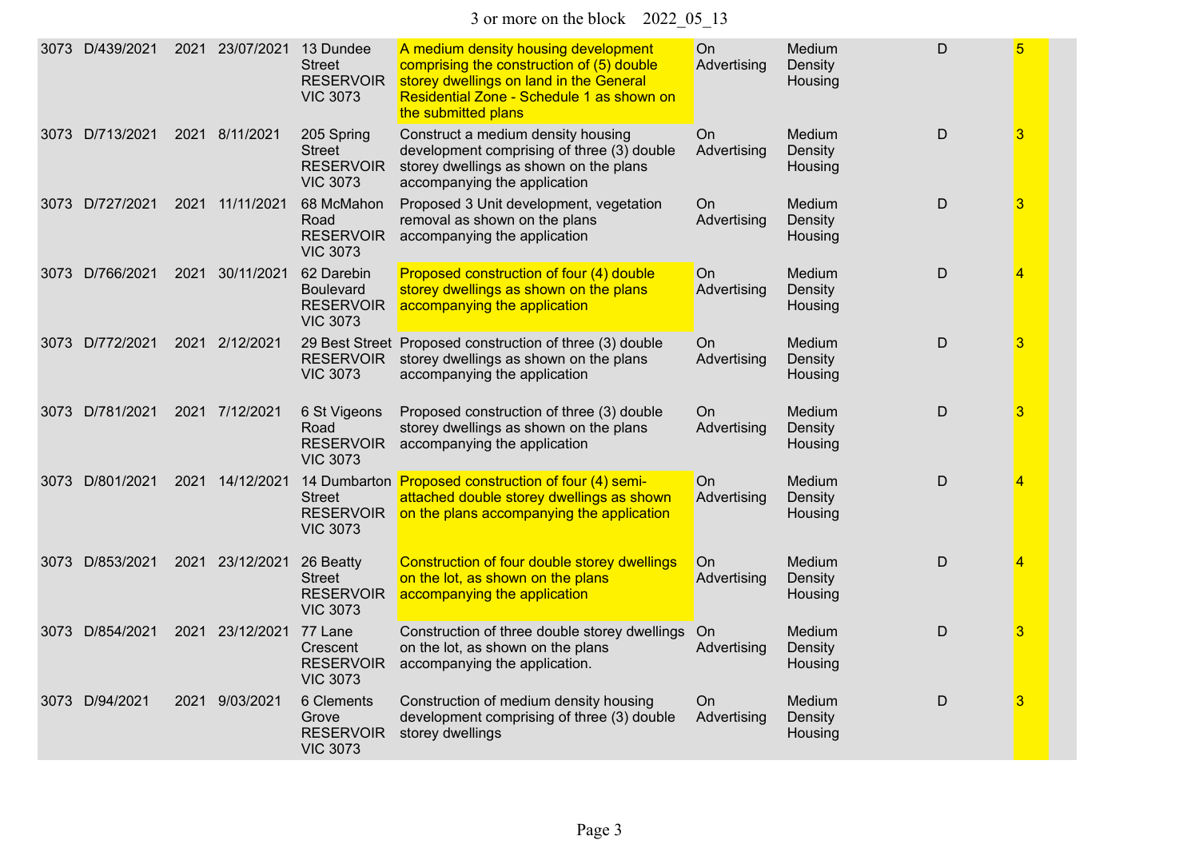| | | | | | | | | | |
|---|---|---|---|---|---|---|---|---|---|
| 3073 | D/439/2021 | 2021 | 23/07/2021 | 13 Dundee Street RESERVOIR VIC 3073 | A medium density housing development comprising the construction of (5) double storey dwellings on land in the General Residential Zone - Schedule 1 as shown on the submitted plans | On Advertising | Medium Density Housing | D | 5 |
| 3073 | D/713/2021 | 2021 | 8/11/2021 | 205 Spring Street RESERVOIR VIC 3073 | Construct a medium density housing development comprising of three (3) double storey dwellings as shown on the plans accompanying the application | On Advertising | Medium Density Housing | D | 3 |
| 3073 | D/727/2021 | 2021 | 11/11/2021 | 68 McMahon Road RESERVOIR VIC 3073 | Proposed 3 Unit development, vegetation removal as shown on the plans accompanying the application | On Advertising | Medium Density Housing | D | 3 |
| 3073 | D/766/2021 | 2021 | 30/11/2021 | 62 Darebin Boulevard RESERVOIR VIC 3073 | Proposed construction of four (4) double storey dwellings as shown on the plans accompanying the application | On Advertising | Medium Density Housing | D | 4 |
| 3073 | D/772/2021 | 2021 | 2/12/2021 | 29 Best Street RESERVOIR VIC 3073 | Proposed construction of three (3) double storey dwellings as shown on the plans accompanying the application | On Advertising | Medium Density Housing | D | 3 |
| 3073 | D/781/2021 | 2021 | 7/12/2021 | 6 St Vigeons Road RESERVOIR VIC 3073 | Proposed construction of three (3) double storey dwellings as shown on the plans accompanying the application | On Advertising | Medium Density Housing | D | 3 |
| 3073 | D/801/2021 | 2021 | 14/12/2021 | 14 Dumbarton Street RESERVOIR VIC 3073 | Proposed construction of four (4) semi-attached double storey dwellings as shown on the plans accompanying the application | On Advertising | Medium Density Housing | D | 4 |
| 3073 | D/853/2021 | 2021 | 23/12/2021 | 26 Beatty Street RESERVOIR VIC 3073 | Construction of four double storey dwellings on the lot, as shown on the plans accompanying the application | On Advertising | Medium Density Housing | D | 4 |
| 3073 | D/854/2021 | 2021 | 23/12/2021 | 77 Lane Crescent RESERVOIR VIC 3073 | Construction of three double storey dwellings on the lot, as shown on the plans accompanying the application. | On Advertising | Medium Density Housing | D | 3 |
| 3073 | D/94/2021 | 2021 | 9/03/2021 | 6 Clements Grove RESERVOIR VIC 3073 | Construction of medium density housing development comprising of three (3) double storey dwellings | On Advertising | Medium Density Housing | D | 3 |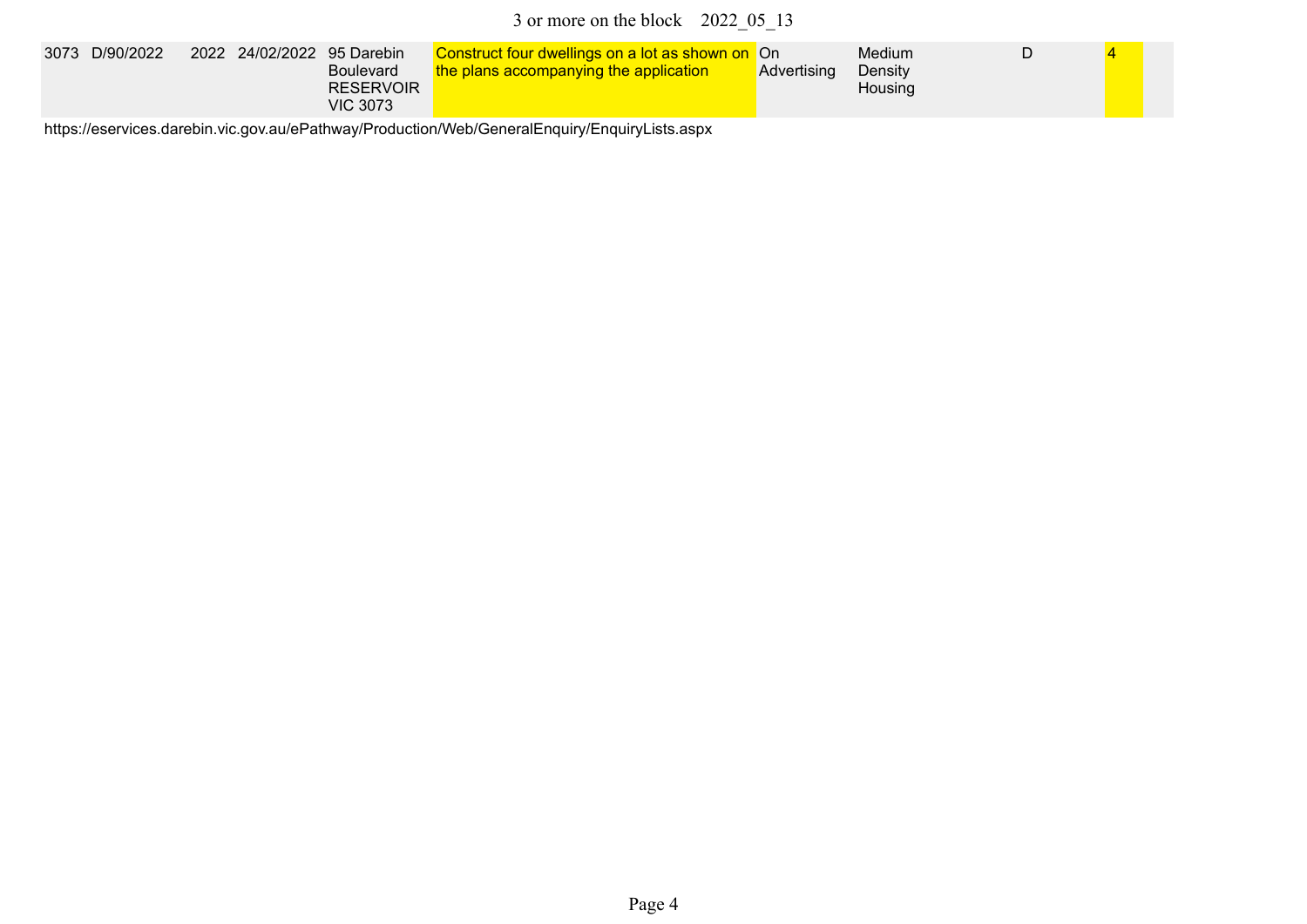| | | | | | | | | | | |
|---|---|---|---|---|---|---|---|---|---|---|
| 3073 | D/90/2022 | 2022 | 24/02/2022 | 95 Darebin Boulevard RESERVOIR VIC 3073 | Construct four dwellings on a lot as shown on the plans accompanying the application | On Advertising | Medium Density Housing | D | 4 | |

https://eservices.darebin.vic.gov.au/ePathway/Production/Web/GeneralEnquiry/EnquiryLists.aspx